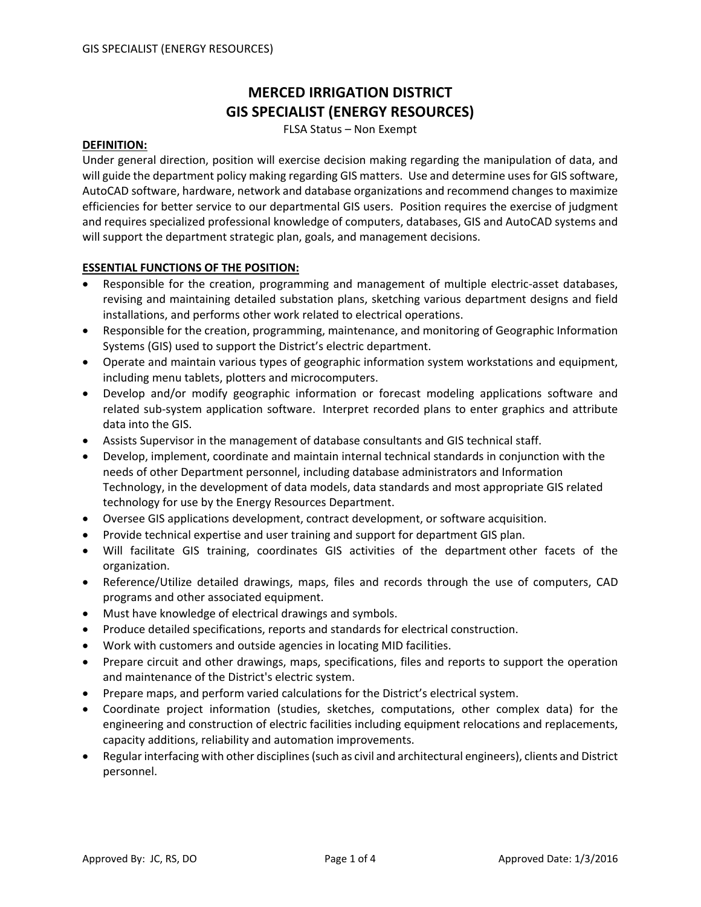# MERCED IRRIGATION DISTRICT
# GIS SPECIALIST (ENERGY RESOURCES)

FLSA Status – Non Exempt

**DEFINITION:**

Under general direction, position will exercise decision making regarding the manipulation of data, and will guide the department policy making regarding GIS matters. Use and determine uses for GIS software, AutoCAD software, hardware, network and database organizations and recommend changes to maximize efficiencies for better service to our departmental GIS users. Position requires the exercise of judgment and requires specialized professional knowledge of computers, databases, GIS and AutoCAD systems and will support the department strategic plan, goals, and management decisions.

**ESSENTIAL FUNCTIONS OF THE POSITION:**

- Responsible for the creation, programming and management of multiple electric-asset databases, revising and maintaining detailed substation plans, sketching various department designs and field installations, and performs other work related to electrical operations.
- Responsible for the creation, programming, maintenance, and monitoring of Geographic Information Systems (GIS) used to support the District's electric department.
- Operate and maintain various types of geographic information system workstations and equipment, including menu tablets, plotters and microcomputers.
- Develop and/or modify geographic information or forecast modeling applications software and related sub-system application software. Interpret recorded plans to enter graphics and attribute data into the GIS.
- Assists Supervisor in the management of database consultants and GIS technical staff.
- Develop, implement, coordinate and maintain internal technical standards in conjunction with the needs of other Department personnel, including database administrators and Information Technology, in the development of data models, data standards and most appropriate GIS related technology for use by the Energy Resources Department.
- Oversee GIS applications development, contract development, or software acquisition.
- Provide technical expertise and user training and support for department GIS plan.
- Will facilitate GIS training, coordinates GIS activities of the department other facets of the organization.
- Reference/Utilize detailed drawings, maps, files and records through the use of computers, CAD programs and other associated equipment.
- Must have knowledge of electrical drawings and symbols.
- Produce detailed specifications, reports and standards for electrical construction.
- Work with customers and outside agencies in locating MID facilities.
- Prepare circuit and other drawings, maps, specifications, files and reports to support the operation and maintenance of the District's electric system.
- Prepare maps, and perform varied calculations for the District's electrical system.
- Coordinate project information (studies, sketches, computations, other complex data) for the engineering and construction of electric facilities including equipment relocations and replacements, capacity additions, reliability and automation improvements.
- Regular interfacing with other disciplines (such as civil and architectural engineers), clients and District personnel.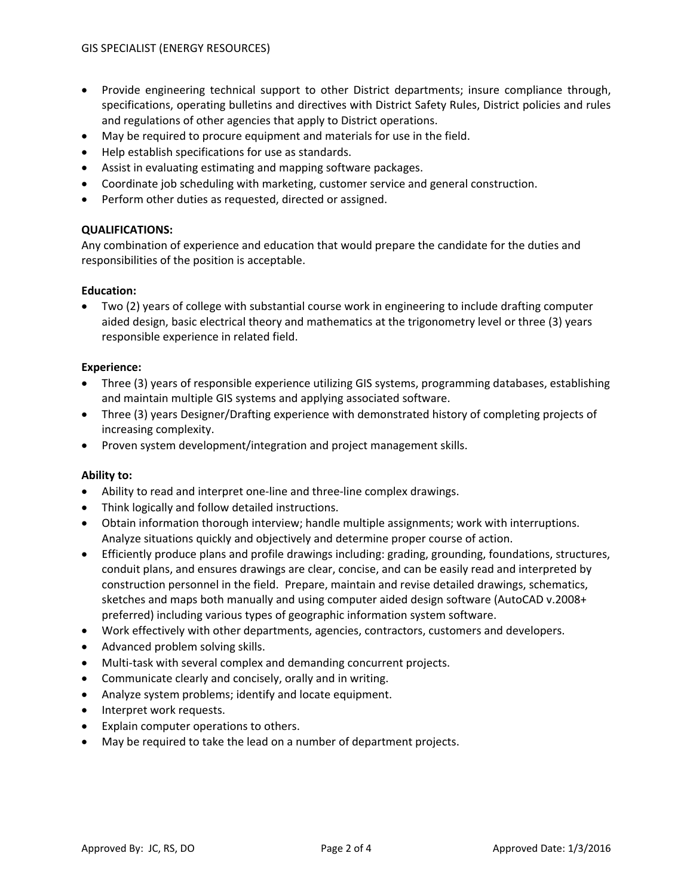- Provide engineering technical support to other District departments; insure compliance through, specifications, operating bulletins and directives with District Safety Rules, District policies and rules and regulations of other agencies that apply to District operations.
- May be required to procure equipment and materials for use in the field.
- Help establish specifications for use as standards.
- Assist in evaluating estimating and mapping software packages.
- Coordinate job scheduling with marketing, customer service and general construction.
- Perform other duties as requested, directed or assigned.

**QUALIFICATIONS:**

Any combination of experience and education that would prepare the candidate for the duties and responsibilities of the position is acceptable.

**Education:**

- Two (2) years of college with substantial course work in engineering to include drafting computer aided design, basic electrical theory and mathematics at the trigonometry level or three (3) years responsible experience in related field.

**Experience:**

- Three (3) years of responsible experience utilizing GIS systems, programming databases, establishing and maintain multiple GIS systems and applying associated software.
- Three (3) years Designer/Drafting experience with demonstrated history of completing projects of increasing complexity.
- Proven system development/integration and project management skills.

**Ability to:**

- Ability to read and interpret one-line and three-line complex drawings.
- Think logically and follow detailed instructions.
- Obtain information thorough interview; handle multiple assignments; work with interruptions. Analyze situations quickly and objectively and determine proper course of action.
- Efficiently produce plans and profile drawings including: grading, grounding, foundations, structures, conduit plans, and ensures drawings are clear, concise, and can be easily read and interpreted by construction personnel in the field. Prepare, maintain and revise detailed drawings, schematics, sketches and maps both manually and using computer aided design software (AutoCAD v.2008+ preferred) including various types of geographic information system software.
- Work effectively with other departments, agencies, contractors, customers and developers.
- Advanced problem solving skills.
- Multi-task with several complex and demanding concurrent projects.
- Communicate clearly and concisely, orally and in writing.
- Analyze system problems; identify and locate equipment.
- Interpret work requests.
- Explain computer operations to others.
- May be required to take the lead on a number of department projects.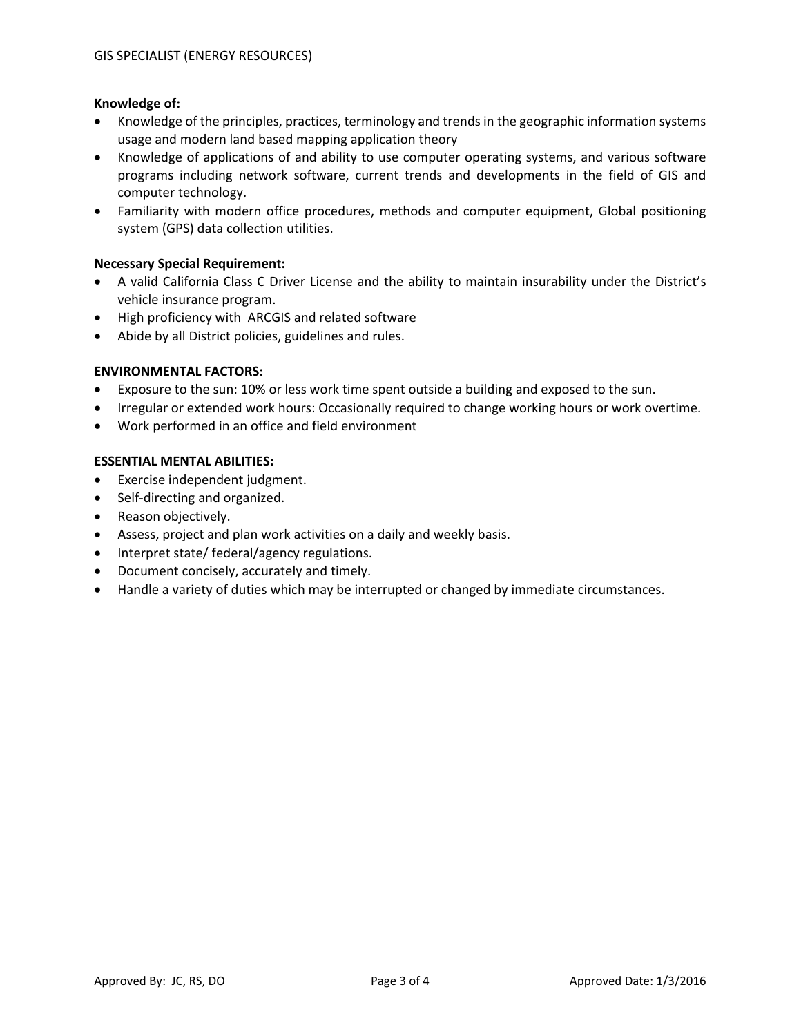**Knowledge of:**

- Knowledge of the principles, practices, terminology and trends in the geographic information systems usage and modern land based mapping application theory
- Knowledge of applications of and ability to use computer operating systems, and various software programs including network software, current trends and developments in the field of GIS and computer technology.
- Familiarity with modern office procedures, methods and computer equipment, Global positioning system (GPS) data collection utilities.

**Necessary Special Requirement:**

- A valid California Class C Driver License and the ability to maintain insurability under the District's vehicle insurance program.
- High proficiency with ARCGIS and related software
- Abide by all District policies, guidelines and rules.

**ENVIRONMENTAL FACTORS:**

- Exposure to the sun: 10% or less work time spent outside a building and exposed to the sun.
- Irregular or extended work hours: Occasionally required to change working hours or work overtime.
- Work performed in an office and field environment

**ESSENTIAL MENTAL ABILITIES:**

- Exercise independent judgment.
- Self-directing and organized.
- Reason objectively.
- Assess, project and plan work activities on a daily and weekly basis.
- Interpret state/ federal/agency regulations.
- Document concisely, accurately and timely.
- Handle a variety of duties which may be interrupted or changed by immediate circumstances.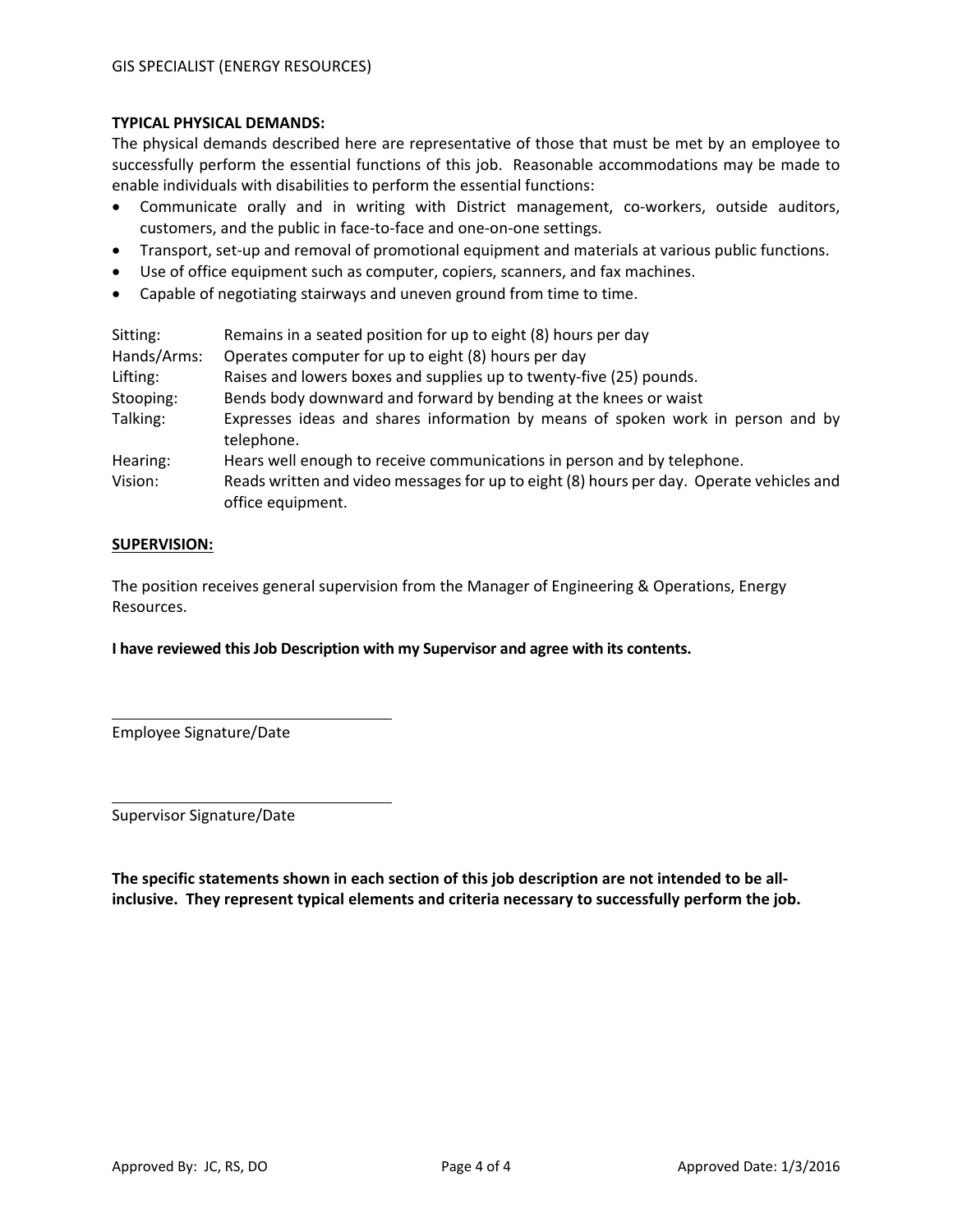**TYPICAL PHYSICAL DEMANDS:**

The physical demands described here are representative of those that must be met by an employee to successfully perform the essential functions of this job. Reasonable accommodations may be made to enable individuals with disabilities to perform the essential functions:

- Communicate orally and in writing with District management, co-workers, outside auditors, customers, and the public in face-to-face and one-on-one settings.
- Transport, set-up and removal of promotional equipment and materials at various public functions.
- Use of office equipment such as computer, copiers, scanners, and fax machines.
- Capable of negotiating stairways and uneven ground from time to time.

| | |
|---|---|
| Sitting: | Remains in a seated position for up to eight (8) hours per day |
| Hands/Arms: | Operates computer for up to eight (8) hours per day |
| Lifting: | Raises and lowers boxes and supplies up to twenty-five (25) pounds. |
| Stooping: | Bends body downward and forward by bending at the knees or waist |
| Talking: | Expresses ideas and shares information by means of spoken work in person and by telephone. |
| Hearing: | Hears well enough to receive communications in person and by telephone. |
| Vision: | Reads written and video messages for up to eight (8) hours per day. Operate vehicles and office equipment. |

**SUPERVISION:**

The position receives general supervision from the Manager of Engineering & Operations, Energy Resources.

**I have reviewed this Job Description with my Supervisor and agree with its contents.**

\_\_\_\_\_\_\_\_\_\_\_\_\_\_\_\_\_\_\_\_\_\_\_\_\_\_\_\_\_\_\_\_

Employee Signature/Date

\_\_\_\_\_\_\_\_\_\_\_\_\_\_\_\_\_\_\_\_\_\_\_\_\_\_\_\_\_\_\_\_

Supervisor Signature/Date

**The specific statements shown in each section of this job description are not intended to be all-inclusive. They represent typical elements and criteria necessary to successfully perform the job.**

Approved By: JC, RS, DO

Approved Date: 1/3/2016